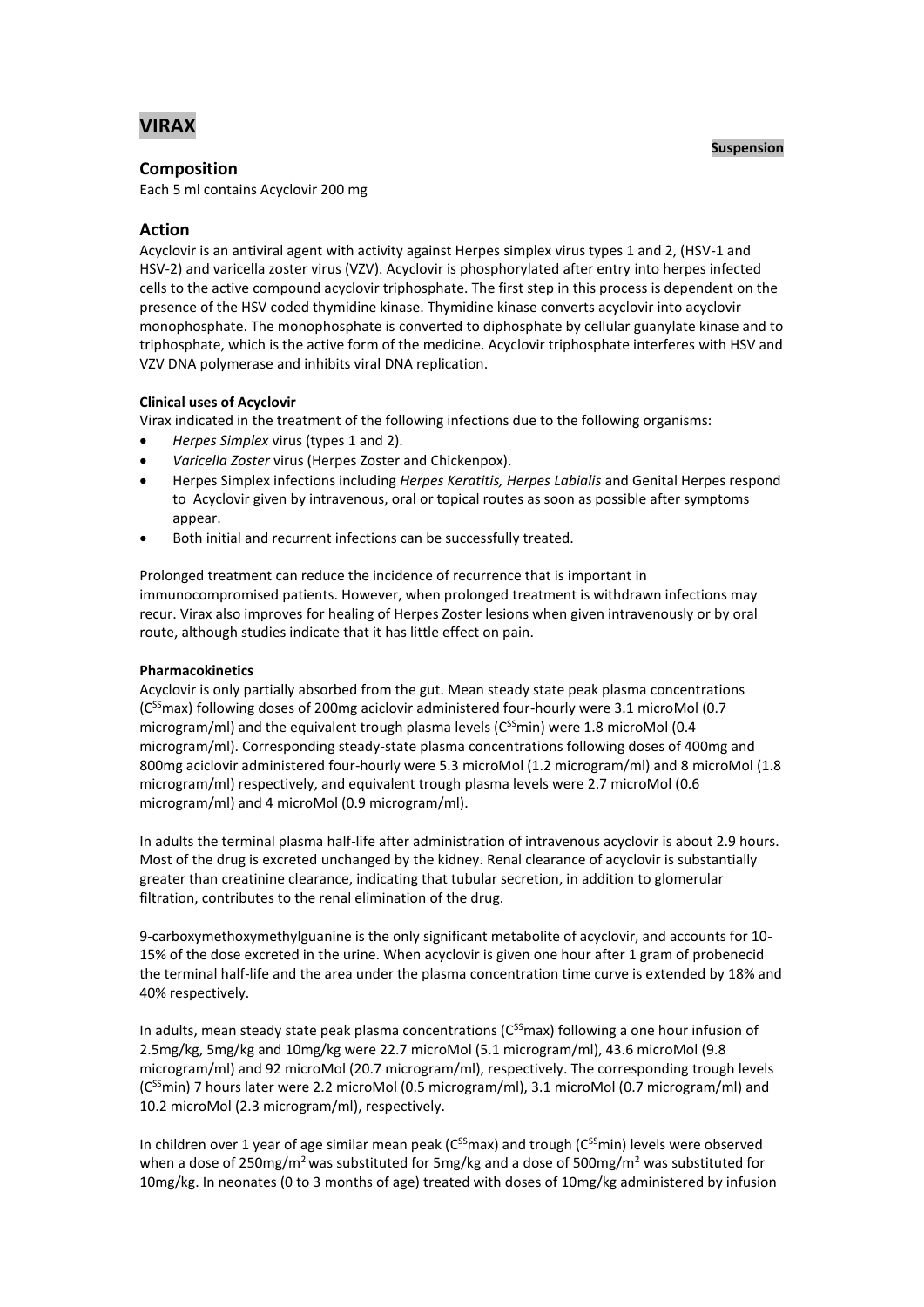# VIRAX

**Suspension**

## Composition

Each 5 ml contains Acyclovir 200 mg

## Action

Acyclovir is an antiviral agent with activity against Herpes simplex virus types 1 and 2, (HSV-1 and HSV-2) and varicella zoster virus (VZV). Acyclovir is phosphorylated after entry into herpes infected cells to the active compound acyclovir triphosphate. The first step in this process is dependent on the presence of the HSV coded thymidine kinase. Thymidine kinase converts acyclovir into acyclovir monophosphate. The monophosphate is converted to diphosphate by cellular guanylate kinase and to triphosphate, which is the active form of the medicine. Acyclovir triphosphate interferes with HSV and VZV DNA polymerase and inhibits viral DNA replication.

**Clinical uses of Acyclovir**

Virax indicated in the treatment of the following infections due to the following organisms:

- *Herpes Simplex* virus (types 1 and 2).
- *Varicella Zoster* virus (Herpes Zoster and Chickenpox).
- Herpes Simplex infections including *Herpes Keratitis, Herpes Labialis* and Genital Herpes respond to Acyclovir given by intravenous, oral or topical routes as soon as possible after symptoms appear.
- Both initial and recurrent infections can be successfully treated.

Prolonged treatment can reduce the incidence of recurrence that is important in immunocompromised patients. However, when prolonged treatment is withdrawn infections may recur. Virax also improves for healing of Herpes Zoster lesions when given intravenously or by oral route, although studies indicate that it has little effect on pain.

**Pharmacokinetics**

Acyclovir is only partially absorbed from the gut. Mean steady state peak plasma concentrations ($C^{SS}$max) following doses of 200mg aciclovir administered four-hourly were 3.1 microMol (0.7 microgram/ml) and the equivalent trough plasma levels ($C^{SS}$min) were 1.8 microMol (0.4 microgram/ml). Corresponding steady-state plasma concentrations following doses of 400mg and 800mg aciclovir administered four-hourly were 5.3 microMol (1.2 microgram/ml) and 8 microMol (1.8 microgram/ml) respectively, and equivalent trough plasma levels were 2.7 microMol (0.6 microgram/ml) and 4 microMol (0.9 microgram/ml).

In adults the terminal plasma half-life after administration of intravenous acyclovir is about 2.9 hours. Most of the drug is excreted unchanged by the kidney. Renal clearance of acyclovir is substantially greater than creatinine clearance, indicating that tubular secretion, in addition to glomerular filtration, contributes to the renal elimination of the drug.

9-carboxymethoxymethylguanine is the only significant metabolite of acyclovir, and accounts for 10-15% of the dose excreted in the urine. When acyclovir is given one hour after 1 gram of probenecid the terminal half-life and the area under the plasma concentration time curve is extended by 18% and 40% respectively.

In adults, mean steady state peak plasma concentrations ($C^{SS}$max) following a one hour infusion of 2.5mg/kg, 5mg/kg and 10mg/kg were 22.7 microMol (5.1 microgram/ml), 43.6 microMol (9.8 microgram/ml) and 92 microMol (20.7 microgram/ml), respectively. The corresponding trough levels ($C^{SS}$min) 7 hours later were 2.2 microMol (0.5 microgram/ml), 3.1 microMol (0.7 microgram/ml) and 10.2 microMol (2.3 microgram/ml), respectively.

In children over 1 year of age similar mean peak ($C^{SS}$max) and trough ($C^{SS}$min) levels were observed when a dose of 250mg/m$^2$ was substituted for 5mg/kg and a dose of 500mg/m$^2$ was substituted for 10mg/kg. In neonates (0 to 3 months of age) treated with doses of 10mg/kg administered by infusion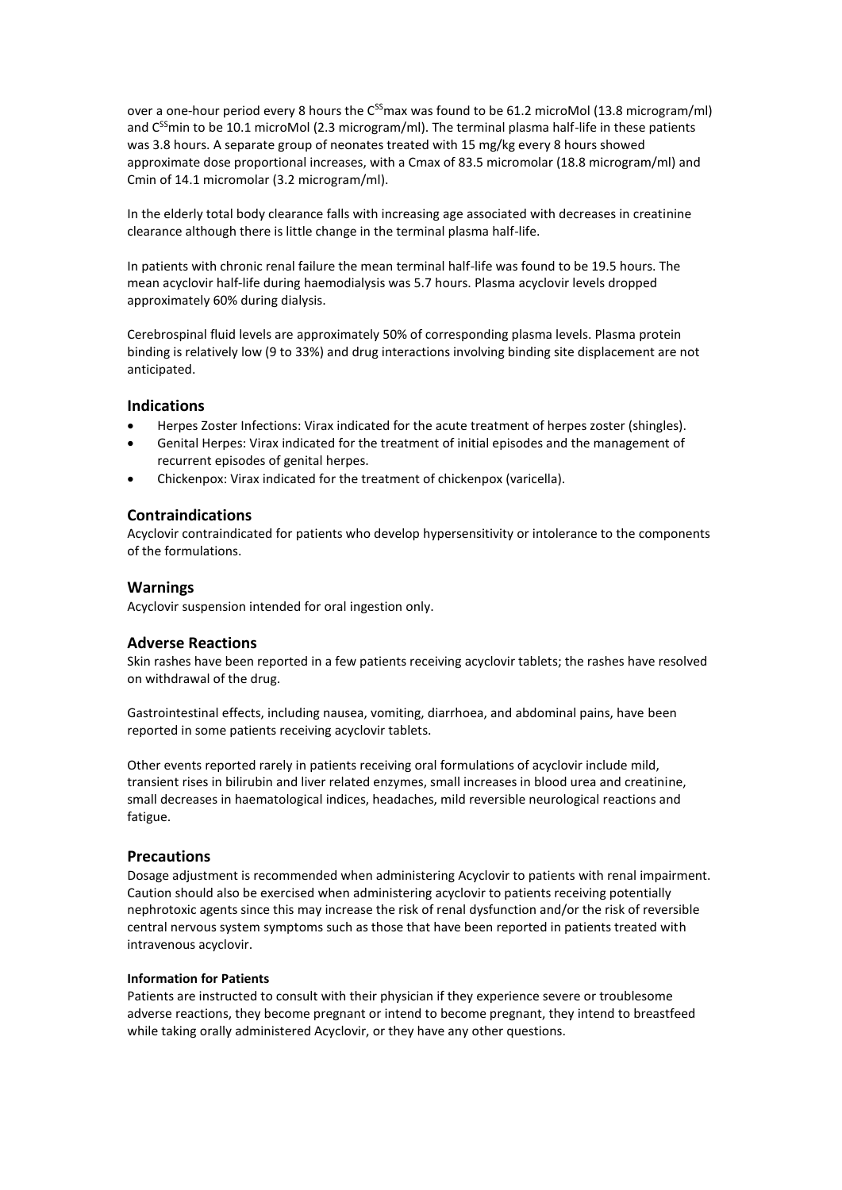over a one-hour period every 8 hours the $C^{SS}max$ was found to be 61.2 microMol (13.8 microgram/ml) and $C^{SS}min$ to be 10.1 microMol (2.3 microgram/ml). The terminal plasma half-life in these patients was 3.8 hours. A separate group of neonates treated with 15 mg/kg every 8 hours showed approximate dose proportional increases, with a Cmax of 83.5 micromolar (18.8 microgram/ml) and Cmin of 14.1 micromolar (3.2 microgram/ml).

In the elderly total body clearance falls with increasing age associated with decreases in creatinine clearance although there is little change in the terminal plasma half-life.

In patients with chronic renal failure the mean terminal half-life was found to be 19.5 hours. The mean acyclovir half-life during haemodialysis was 5.7 hours. Plasma acyclovir levels dropped approximately 60% during dialysis.

Cerebrospinal fluid levels are approximately 50% of corresponding plasma levels. Plasma protein binding is relatively low (9 to 33%) and drug interactions involving binding site displacement are not anticipated.

## Indications

- Herpes Zoster Infections: Virax indicated for the acute treatment of herpes zoster (shingles).
- Genital Herpes: Virax indicated for the treatment of initial episodes and the management of recurrent episodes of genital herpes.
- Chickenpox: Virax indicated for the treatment of chickenpox (varicella).

## Contraindications

Acyclovir contraindicated for patients who develop hypersensitivity or intolerance to the components of the formulations.

## Warnings

Acyclovir suspension intended for oral ingestion only.

## Adverse Reactions

Skin rashes have been reported in a few patients receiving acyclovir tablets; the rashes have resolved on withdrawal of the drug.

Gastrointestinal effects, including nausea, vomiting, diarrhoea, and abdominal pains, have been reported in some patients receiving acyclovir tablets.

Other events reported rarely in patients receiving oral formulations of acyclovir include mild, transient rises in bilirubin and liver related enzymes, small increases in blood urea and creatinine, small decreases in haematological indices, headaches, mild reversible neurological reactions and fatigue.

## Precautions

Dosage adjustment is recommended when administering Acyclovir to patients with renal impairment. Caution should also be exercised when administering acyclovir to patients receiving potentially nephrotoxic agents since this may increase the risk of renal dysfunction and/or the risk of reversible central nervous system symptoms such as those that have been reported in patients treated with intravenous acyclovir.

#### Information for Patients

Patients are instructed to consult with their physician if they experience severe or troublesome adverse reactions, they become pregnant or intend to become pregnant, they intend to breastfeed while taking orally administered Acyclovir, or they have any other questions.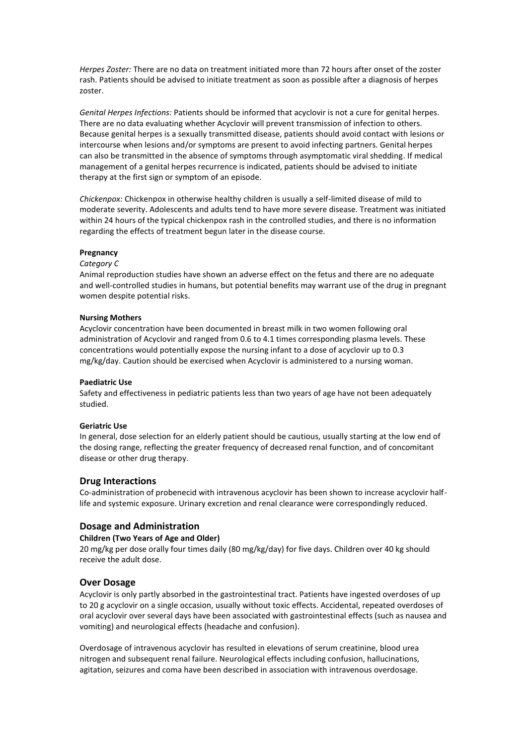*Herpes Zoster:* There are no data on treatment initiated more than 72 hours after onset of the zoster rash. Patients should be advised to initiate treatment as soon as possible after a diagnosis of herpes zoster.

*Genital Herpes Infections:* Patients should be informed that acyclovir is not a cure for genital herpes. There are no data evaluating whether Acyclovir will prevent transmission of infection to others. Because genital herpes is a sexually transmitted disease, patients should avoid contact with lesions or intercourse when lesions and/or symptoms are present to avoid infecting partners. Genital herpes can also be transmitted in the absence of symptoms through asymptomatic viral shedding. If medical management of a genital herpes recurrence is indicated, patients should be advised to initiate therapy at the first sign or symptom of an episode.

*Chickenpox:* Chickenpox in otherwise healthy children is usually a self-limited disease of mild to moderate severity. Adolescents and adults tend to have more severe disease. Treatment was initiated within 24 hours of the typical chickenpox rash in the controlled studies, and there is no information regarding the effects of treatment begun later in the disease course.

**Pregnancy**

*Category C*

Animal reproduction studies have shown an adverse effect on the fetus and there are no adequate and well-controlled studies in humans, but potential benefits may warrant use of the drug in pregnant women despite potential risks.

**Nursing Mothers**

Acyclovir concentration have been documented in breast milk in two women following oral administration of Acyclovir and ranged from 0.6 to 4.1 times corresponding plasma levels. These concentrations would potentially expose the nursing infant to a dose of acyclovir up to 0.3 mg/kg/day. Caution should be exercised when Acyclovir is administered to a nursing woman.

**Paediatric Use**

Safety and effectiveness in pediatric patients less than two years of age have not been adequately studied.

**Geriatric Use**

In general, dose selection for an elderly patient should be cautious, usually starting at the low end of the dosing range, reflecting the greater frequency of decreased renal function, and of concomitant disease or other drug therapy.

## Drug Interactions

Co-administration of probenecid with intravenous acyclovir has been shown to increase acyclovir half-life and systemic exposure. Urinary excretion and renal clearance were correspondingly reduced.

## Dosage and Administration

**Children (Two Years of Age and Older)**

20 mg/kg per dose orally four times daily (80 mg/kg/day) for five days. Children over 40 kg should receive the adult dose.

## Over Dosage

Acyclovir is only partly absorbed in the gastrointestinal tract. Patients have ingested overdoses of up to 20 g acyclovir on a single occasion, usually without toxic effects. Accidental, repeated overdoses of oral acyclovir over several days have been associated with gastrointestinal effects (such as nausea and vomiting) and neurological effects (headache and confusion).

Overdosage of intravenous acyclovir has resulted in elevations of serum creatinine, blood urea nitrogen and subsequent renal failure. Neurological effects including confusion, hallucinations, agitation, seizures and coma have been described in association with intravenous overdosage.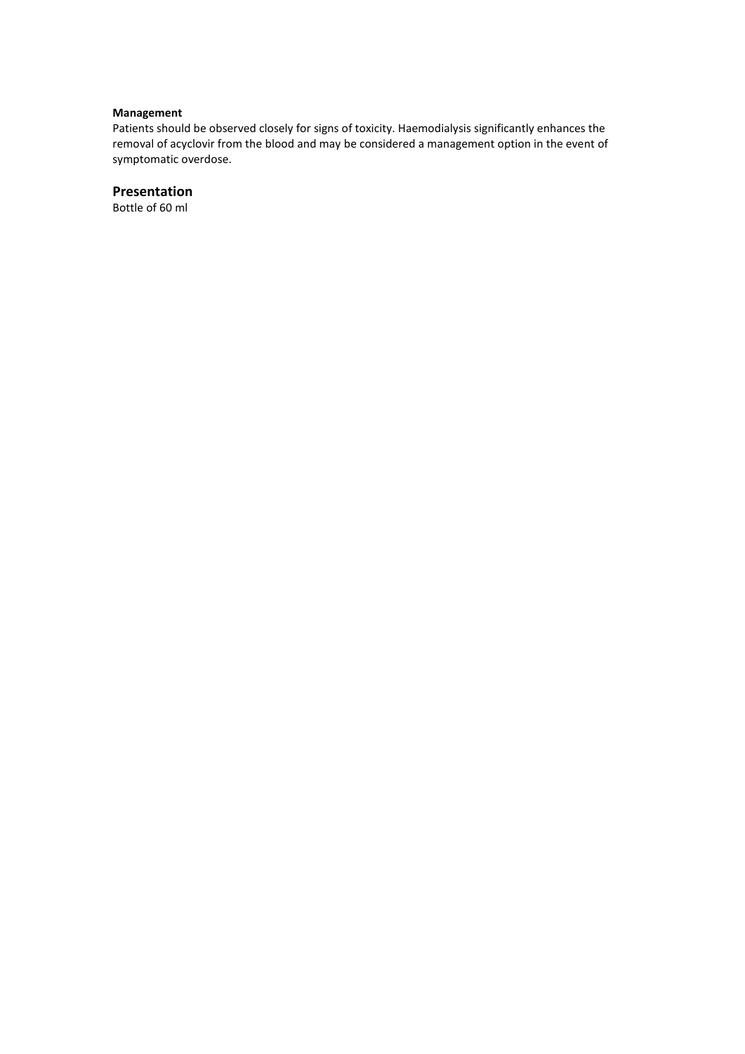#### Management

Patients should be observed closely for signs of toxicity. Haemodialysis significantly enhances the removal of acyclovir from the blood and may be considered a management option in the event of symptomatic overdose.

## Presentation

Bottle of 60 ml